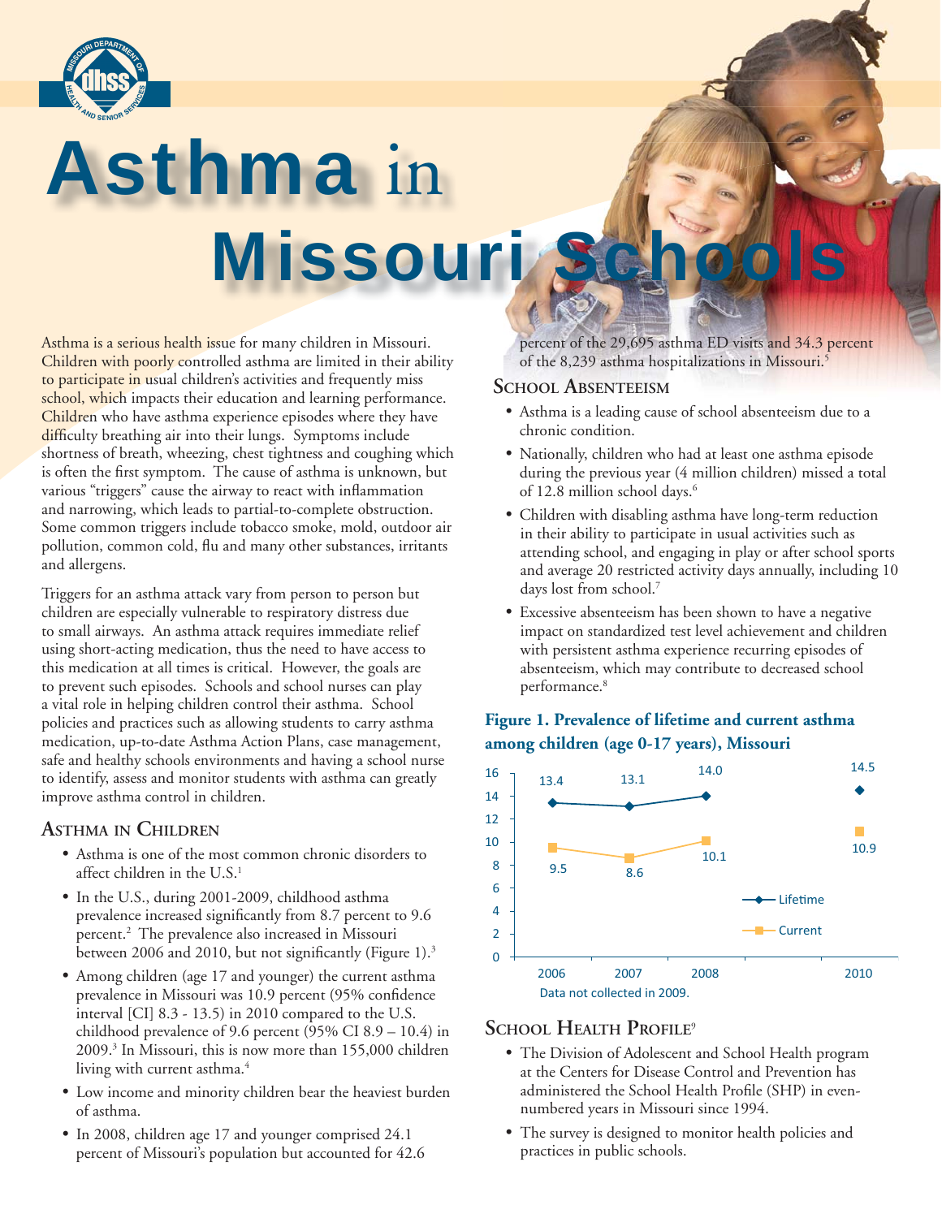# Asthma in Missouri Schools

Asthma is a serious health issue for many children in Missouri. Children with poorly controlled asthma are limited in their ability to participate in usual children's activities and frequently miss school, which impacts their education and learning performance. Children who have asthma experience episodes where they have difficulty breathing air into their lungs. Symptoms include shortness of breath, wheezing, chest tightness and coughing which is often the first symptom. The cause of asthma is unknown, but various "triggers" cause the airway to react with inflammation and narrowing, which leads to partial-to-complete obstruction. Some common triggers include tobacco smoke, mold, outdoor air pollution, common cold, flu and many other substances, irritants and allergens.

Triggers for an asthma attack vary from person to person but children are especially vulnerable to respiratory distress due to small airways. An asthma attack requires immediate relief using short-acting medication, thus the need to have access to this medication at all times is critical. However, the goals are to prevent such episodes. Schools and school nurses can play a vital role in helping children control their asthma. School policies and practices such as allowing students to carry asthma medication, up-to-date Asthma Action Plans, case management, safe and healthy schools environments and having a school nurse to identify, assess and monitor students with asthma can greatly improve asthma control in children.

## Asthma in Children

- Asthma is one of the most common chronic disorders to affect children in the U.S.[1]
- In the U.S., during 2001-2009, childhood asthma prevalence increased significantly from 8.7 percent to 9.6 percent.[2] The prevalence also increased in Missouri between 2006 and 2010, but not significantly (Figure 1).[3]
- Among children (age 17 and younger) the current asthma prevalence in Missouri was 10.9 percent (95% confidence interval [CI] 8.3 - 13.5) in 2010 compared to the U.S. childhood prevalence of 9.6 percent (95% CI 8.9 – 10.4) in 2009.[3] In Missouri, this is now more than 155,000 children living with current asthma.[4]
- Low income and minority children bear the heaviest burden of asthma.
- In 2008, children age 17 and younger comprised 24.1 percent of Missouri's population but accounted for 42.6 percent of the 29,695 asthma ED visits and 34.3 percent of the 8,239 asthma hospitalizations in Missouri.[5]

## School Absenteeism

- Asthma is a leading cause of school absenteeism due to a chronic condition.
- Nationally, children who had at least one asthma episode during the previous year (4 million children) missed a total of 12.8 million school days.[6]
- Children with disabling asthma have long-term reduction in their ability to participate in usual activities such as attending school, and engaging in play or after school sports and average 20 restricted activity days annually, including 10 days lost from school.[7]
- Excessive absenteeism has been shown to have a negative impact on standardized test level achievement and children with persistent asthma experience recurring episodes of absenteeism, which may contribute to decreased school performance.[8]

**Figure 1. Prevalence of lifetime and current asthma among children (age 0-17 years), Missouri**

| Year | Lifetime | Current |
|---|---|---|
| 2006 | 13.4 | 9.5 |
| 2007 | 13.1 | 8.6 |
| 2008 | 14.0 | 10.1 |
| 2010 | 14.5 | 10.9 |

Data not collected in 2009.

## School Health Profile[9]

- The Division of Adolescent and School Health program at the Centers for Disease Control and Prevention has administered the School Health Profile (SHP) in even-numbered years in Missouri since 1994.
- The survey is designed to monitor health policies and practices in public schools.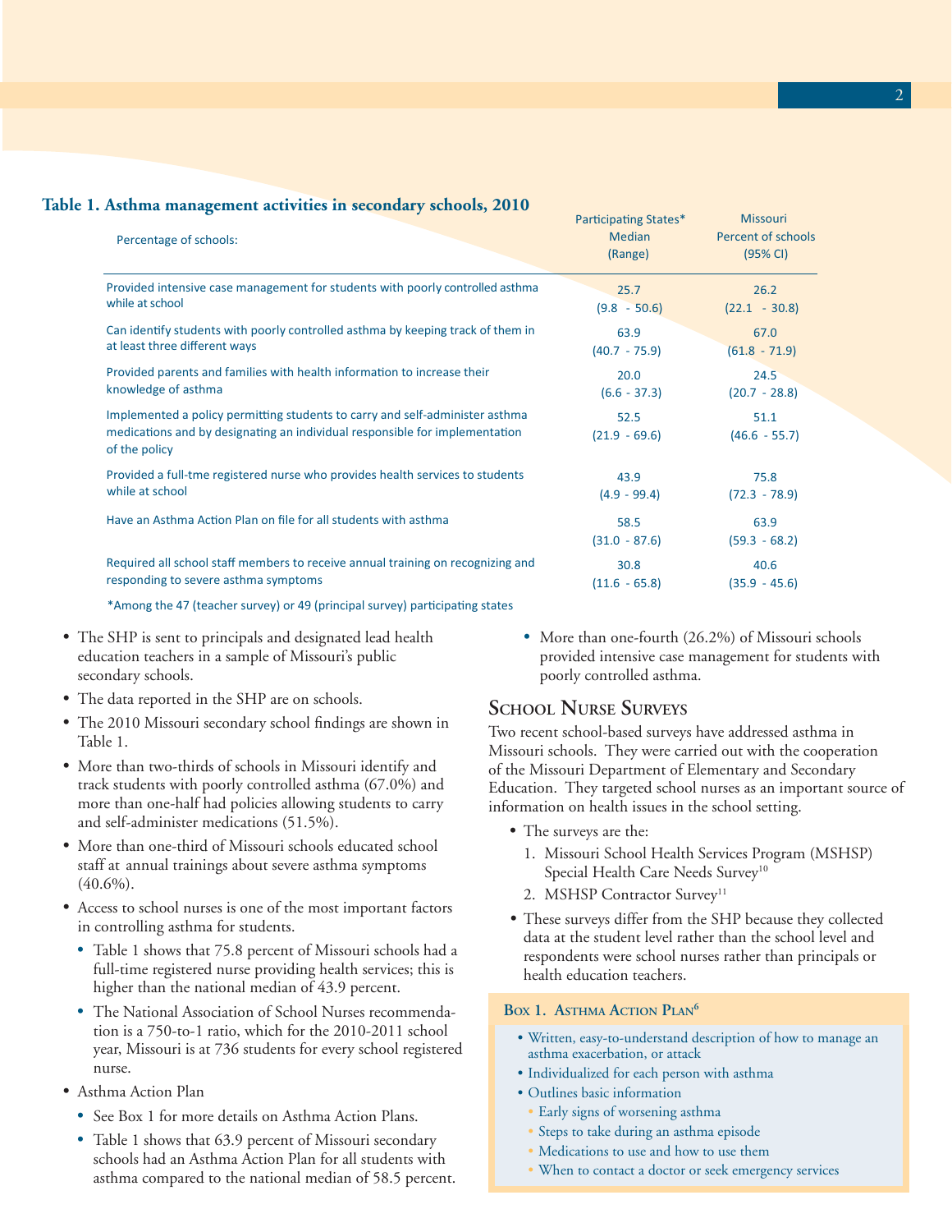## Table 1. Asthma management activities in secondary schools, 2010

| Percentage of schools: | Participating States* Median (Range) | Missouri Percent of schools (95% CI) |
|---|---|---|
| Provided intensive case management for students with poorly controlled asthma while at school | 25.7 (9.8 - 50.6) | 26.2 (22.1 - 30.8) |
| Can identify students with poorly controlled asthma by keeping track of them in at least three different ways | 63.9 (40.7 - 75.9) | 67.0 (61.8 - 71.9) |
| Provided parents and families with health information to increase their knowledge of asthma | 20.0 (6.6 - 37.3) | 24.5 (20.7 - 28.8) |
| Implemented a policy permitting students to carry and self-administer asthma medications and by designating an individual responsible for implementation of the policy | 52.5 (21.9 - 69.6) | 51.1 (46.6 - 55.7) |
| Provided a full-tme registered nurse who provides health services to students while at school | 43.9 (4.9 - 99.4) | 75.8 (72.3 - 78.9) |
| Have an Asthma Action Plan on file for all students with asthma | 58.5 (31.0 - 87.6) | 63.9 (59.3 - 68.2) |
| Required all school staff members to receive annual training on recognizing and responding to severe asthma symptoms | 30.8 (11.6 - 65.8) | 40.6 (35.9 - 45.6) |

*Among the 47 (teacher survey) or 49 (principal survey) participating states

- The SHP is sent to principals and designated lead health education teachers in a sample of Missouri's public secondary schools.
- The data reported in the SHP are on schools.
- The 2010 Missouri secondary school findings are shown in Table 1.
- More than two-thirds of schools in Missouri identify and track students with poorly controlled asthma (67.0%) and more than one-half had policies allowing students to carry and self-administer medications (51.5%).
- More than one-third of Missouri schools educated school staff at annual trainings about severe asthma symptoms (40.6%).
- Access to school nurses is one of the most important factors in controlling asthma for students.
  - Table 1 shows that 75.8 percent of Missouri schools had a full-time registered nurse providing health services; this is higher than the national median of 43.9 percent.
  - The National Association of School Nurses recommendation is a 750-to-1 ratio, which for the 2010-2011 school year, Missouri is at 736 students for every school registered nurse.
- Asthma Action Plan
  - See Box 1 for more details on Asthma Action Plans.
  - Table 1 shows that 63.9 percent of Missouri secondary schools had an Asthma Action Plan for all students with asthma compared to the national median of 58.5 percent.
  - More than one-fourth (26.2%) of Missouri schools provided intensive case management for students with poorly controlled asthma.

## School Nurse Surveys

Two recent school-based surveys have addressed asthma in Missouri schools. They were carried out with the cooperation of the Missouri Department of Elementary and Secondary Education. They targeted school nurses as an important source of information on health issues in the school setting.

- The surveys are the:
  1. Missouri School Health Services Program (MSHSP) Special Health Care Needs Survey[10]
  2. MSHSP Contractor Survey[11]
- These surveys differ from the SHP because they collected data at the student level rather than the school level and respondents were school nurses rather than principals or health education teachers.

### Box 1. Asthma Action Plan[6]

- Written, easy-to-understand description of how to manage an asthma exacerbation, or attack
- Individualized for each person with asthma
- Outlines basic information
  - Early signs of worsening asthma
  - Steps to take during an asthma episode
  - Medications to use and how to use them
  - When to contact a doctor or seek emergency services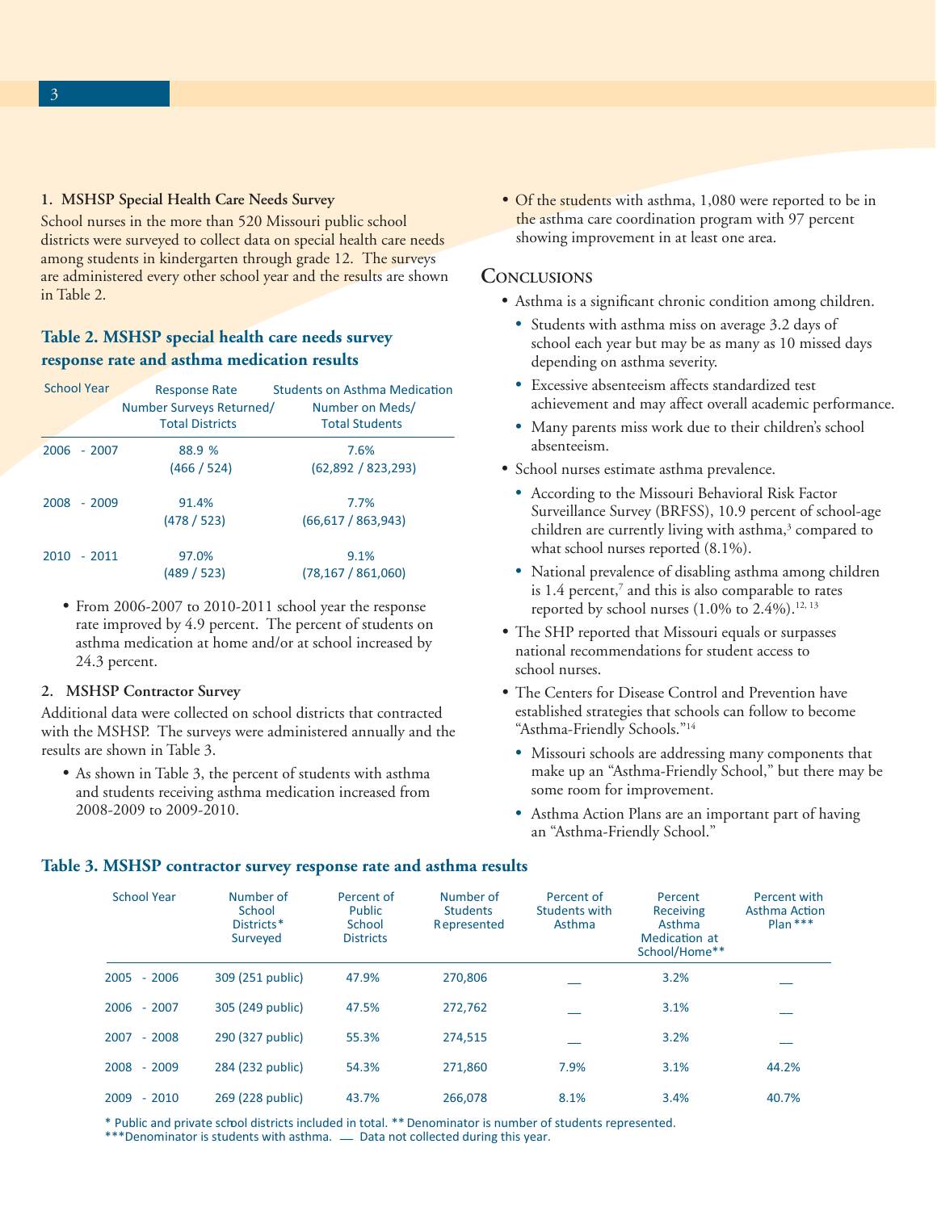### 1. MSHSP Special Health Care Needs Survey

School nurses in the more than 520 Missouri public school districts were surveyed to collect data on special health care needs among students in kindergarten through grade 12. The surveys are administered every other school year and the results are shown in Table 2.

**Table 2. MSHSP special health care needs survey response rate and asthma medication results**

| School Year | Response Rate Number Surveys Returned/ Total Districts | Students on Asthma Medication Number on Meds/ Total Students |
|---|---|---|
| 2006 - 2007 | 88.9 % (466 / 524) | 7.6% (62,892 / 823,293) |
| 2008 - 2009 | 91.4% (478 / 523) | 7.7% (66,617 / 863,943) |
| 2010 - 2011 | 97.0% (489 / 523) | 9.1% (78,167 / 861,060) |

- From 2006-2007 to 2010-2011 school year the response rate improved by 4.9 percent. The percent of students on asthma medication at home and/or at school increased by 24.3 percent.

### 2. MSHSP Contractor Survey

Additional data were collected on school districts that contracted with the MSHSP. The surveys were administered annually and the results are shown in Table 3.

- As shown in Table 3, the percent of students with asthma and students receiving asthma medication increased from 2008-2009 to 2009-2010.
- Of the students with asthma, 1,080 were reported to be in the asthma care coordination program with 97 percent showing improvement in at least one area.

## Conclusions

- Asthma is a significant chronic condition among children.
  - Students with asthma miss on average 3.2 days of school each year but may be as many as 10 missed days depending on asthma severity.
  - Excessive absenteeism affects standardized test achievement and may affect overall academic performance.
  - Many parents miss work due to their children's school absenteeism.
- School nurses estimate asthma prevalence.
  - According to the Missouri Behavioral Risk Factor Surveillance Survey (BRFSS), 10.9 percent of school-age children are currently living with asthma,[3] compared to what school nurses reported (8.1%).
  - National prevalence of disabling asthma among children is 1.4 percent,[7] and this is also comparable to rates reported by school nurses (1.0% to 2.4%).[12, 13]
- The SHP reported that Missouri equals or surpasses national recommendations for student access to school nurses.
- The Centers for Disease Control and Prevention have established strategies that schools can follow to become "Asthma-Friendly Schools."[14]
  - Missouri schools are addressing many components that make up an "Asthma-Friendly School," but there may be some room for improvement.
  - Asthma Action Plans are an important part of having an "Asthma-Friendly School."

**Table 3. MSHSP contractor survey response rate and asthma results**

| School Year | Number of School Districts* Surveyed | Percent of Public School Districts | Number of Students Represented | Percent of Students with Asthma | Percent Receiving Asthma Medication at School/Home** | Percent with Asthma Action Plan *** |
|---|---|---|---|---|---|---|
| 2005 - 2006 | 309 (251 public) | 47.9% | 270,806 | __ | 3.2% | __ |
| 2006 - 2007 | 305 (249 public) | 47.5% | 272,762 | __ | 3.1% | __ |
| 2007 - 2008 | 290 (327 public) | 55.3% | 274,515 | __ | 3.2% | __ |
| 2008 - 2009 | 284 (232 public) | 54.3% | 271,860 | 7.9% | 3.1% | 44.2% |
| 2009 - 2010 | 269 (228 public) | 43.7% | 266,078 | 8.1% | 3.4% | 40.7% |

\* Public and private school districts included in total. ** Denominator is number of students represented.
***Denominator is students with asthma. __ Data not collected during this year.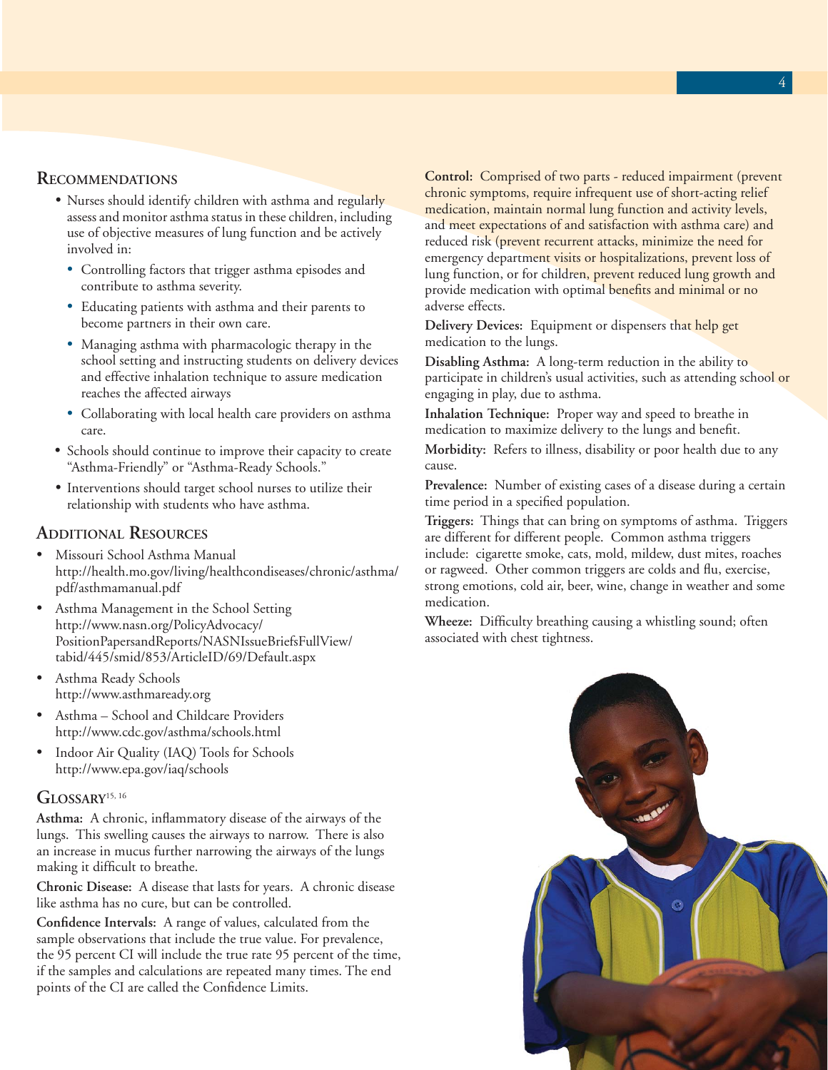## Recommendations

- Nurses should identify children with asthma and regularly assess and monitor asthma status in these children, including use of objective measures of lung function and be actively involved in:
  - Controlling factors that trigger asthma episodes and contribute to asthma severity.
  - Educating patients with asthma and their parents to become partners in their own care.
  - Managing asthma with pharmacologic therapy in the school setting and instructing students on delivery devices and effective inhalation technique to assure medication reaches the affected airways
  - Collaborating with local health care providers on asthma care.
- Schools should continue to improve their capacity to create "Asthma-Friendly" or "Asthma-Ready Schools."
- Interventions should target school nurses to utilize their relationship with students who have asthma.

## Additional Resources

- Missouri School Asthma Manual
  http://health.mo.gov/living/healthcondiseases/chronic/asthma/pdf/asthmamanual.pdf
- Asthma Management in the School Setting
  http://www.nasn.org/PolicyAdvocacy/PositionPapersandReports/NASNIssueBriefsFullView/tabid/445/smid/853/ArticleID/69/Default.aspx
- Asthma Ready Schools
  http://www.asthmaready.org
- Asthma – School and Childcare Providers
  http://www.cdc.gov/asthma/schools.html
- Indoor Air Quality (IAQ) Tools for Schools
  http://www.epa.gov/iaq/schools

## Glossary[15, 16]

**Asthma:** A chronic, inflammatory disease of the airways of the lungs. This swelling causes the airways to narrow. There is also an increase in mucus further narrowing the airways of the lungs making it difficult to breathe.

**Chronic Disease:** A disease that lasts for years. A chronic disease like asthma has no cure, but can be controlled.

**Confidence Intervals:** A range of values, calculated from the sample observations that include the true value. For prevalence, the 95 percent CI will include the true rate 95 percent of the time, if the samples and calculations are repeated many times. The end points of the CI are called the Confidence Limits.

**Control:** Comprised of two parts - reduced impairment (prevent chronic symptoms, require infrequent use of short-acting relief medication, maintain normal lung function and activity levels, and meet expectations of and satisfaction with asthma care) and reduced risk (prevent recurrent attacks, minimize the need for emergency department visits or hospitalizations, prevent loss of lung function, or for children, prevent reduced lung growth and provide medication with optimal benefits and minimal or no adverse effects.

**Delivery Devices:** Equipment or dispensers that help get medication to the lungs.

**Disabling Asthma:** A long-term reduction in the ability to participate in children's usual activities, such as attending school or engaging in play, due to asthma.

**Inhalation Technique:** Proper way and speed to breathe in medication to maximize delivery to the lungs and benefit.

**Morbidity:** Refers to illness, disability or poor health due to any cause.

**Prevalence:** Number of existing cases of a disease during a certain time period in a specified population.

**Triggers:** Things that can bring on symptoms of asthma. Triggers are different for different people. Common asthma triggers include: cigarette smoke, cats, mold, mildew, dust mites, roaches or ragweed. Other common triggers are colds and flu, exercise, strong emotions, cold air, beer, wine, change in weather and some medication.

**Wheeze:** Difficulty breathing causing a whistling sound; often associated with chest tightness.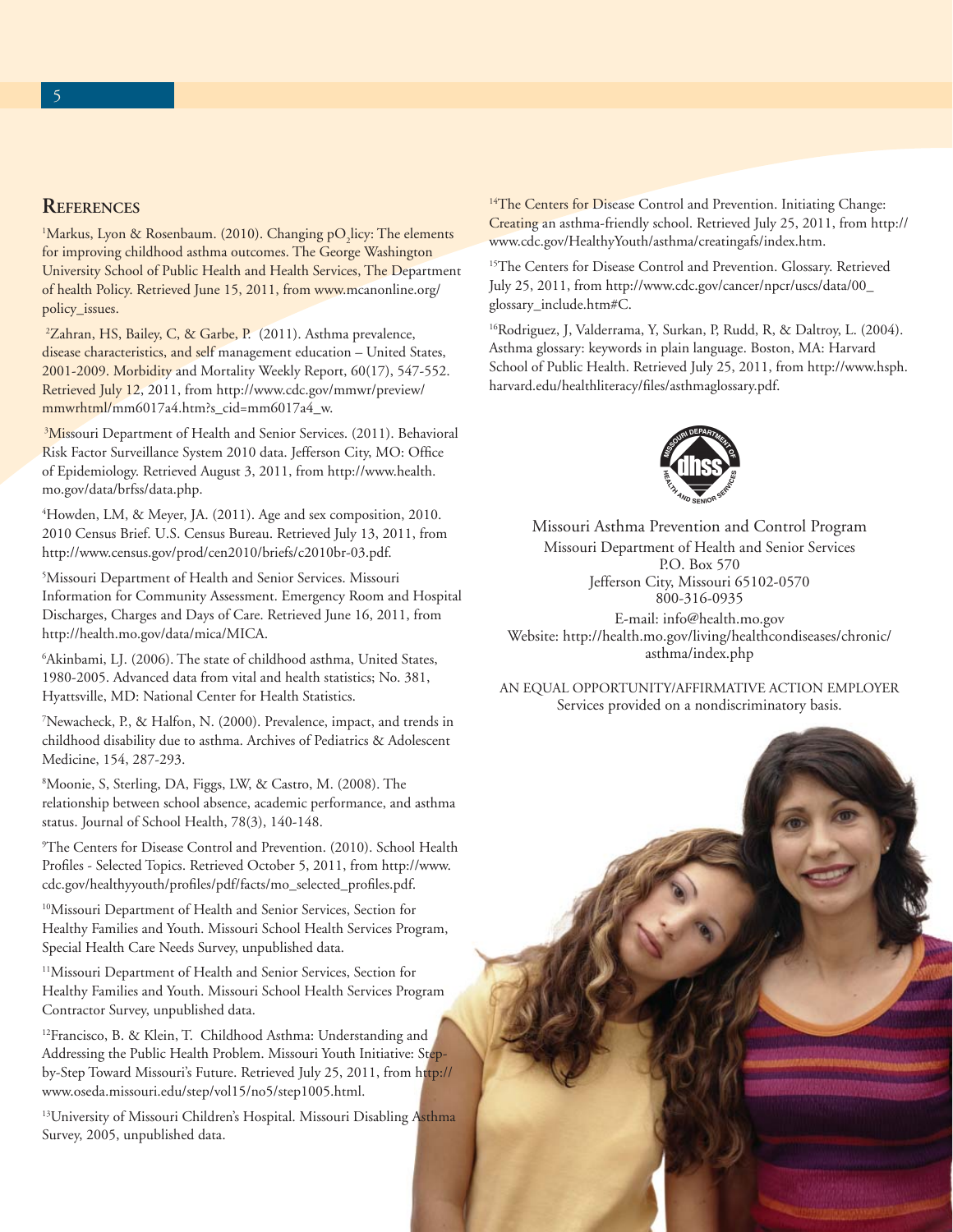## REFERENCES

[1]Markus, Lyon & Rosenbaum. (2010). Changing $pO_2$licy: The elements for improving childhood asthma outcomes. The George Washington University School of Public Health and Health Services, The Department of health Policy. Retrieved June 15, 2011, from www.mcanonline.org/policy_issues.

[2]Zahran, HS, Bailey, C, & Garbe, P. (2011). Asthma prevalence, disease characteristics, and self management education – United States, 2001-2009. Morbidity and Mortality Weekly Report, 60(17), 547-552. Retrieved July 12, 2011, from http://www.cdc.gov/mmwr/preview/mmwrhtml/mm6017a4.htm?s_cid=mm6017a4_w.

[3]Missouri Department of Health and Senior Services. (2011). Behavioral Risk Factor Surveillance System 2010 data. Jefferson City, MO: Office of Epidemiology. Retrieved August 3, 2011, from http://www.health.mo.gov/data/brfss/data.php.

[4]Howden, LM, & Meyer, JA. (2011). Age and sex composition, 2010. 2010 Census Brief. U.S. Census Bureau. Retrieved July 13, 2011, from http://www.census.gov/prod/cen2010/briefs/c2010br-03.pdf.

[5]Missouri Department of Health and Senior Services. Missouri Information for Community Assessment. Emergency Room and Hospital Discharges, Charges and Days of Care. Retrieved June 16, 2011, from http://health.mo.gov/data/mica/MICA.

[6]Akinbami, LJ. (2006). The state of childhood asthma, United States, 1980-2005. Advanced data from vital and health statistics; No. 381, Hyattsville, MD: National Center for Health Statistics.

[7]Newacheck, P., & Halfon, N. (2000). Prevalence, impact, and trends in childhood disability due to asthma. Archives of Pediatrics & Adolescent Medicine, 154, 287-293.

[8]Moonie, S, Sterling, DA, Figgs, LW, & Castro, M. (2008). The relationship between school absence, academic performance, and asthma status. Journal of School Health, 78(3), 140-148.

[9]The Centers for Disease Control and Prevention. (2010). School Health Profiles - Selected Topics. Retrieved October 5, 2011, from http://www.cdc.gov/healthyyouth/profiles/pdf/facts/mo_selected_profiles.pdf.

[10]Missouri Department of Health and Senior Services, Section for Healthy Families and Youth. Missouri School Health Services Program, Special Health Care Needs Survey, unpublished data.

[11]Missouri Department of Health and Senior Services, Section for Healthy Families and Youth. Missouri School Health Services Program Contractor Survey, unpublished data.

[12]Francisco, B. & Klein, T. Childhood Asthma: Understanding and Addressing the Public Health Problem. Missouri Youth Initiative: Step-by-Step Toward Missouri's Future. Retrieved July 25, 2011, from http://www.oseda.missouri.edu/step/vol15/no5/step1005.html.

[13]University of Missouri Children's Hospital. Missouri Disabling Asthma Survey, 2005, unpublished data.

[14]The Centers for Disease Control and Prevention. Initiating Change: Creating an asthma-friendly school. Retrieved July 25, 2011, from http://www.cdc.gov/HealthyYouth/asthma/creatingafs/index.htm.

[15]The Centers for Disease Control and Prevention. Glossary. Retrieved July 25, 2011, from http://www.cdc.gov/cancer/npcr/uscs/data/00_glossary_include.htm#C.

[16]Rodriguez, J, Valderrama, Y, Surkan, P, Rudd, R, & Daltroy, L. (2004). Asthma glossary: keywords in plain language. Boston, MA: Harvard School of Public Health. Retrieved July 25, 2011, from http://www.hsph.harvard.edu/healthliteracy/files/asthmaglossary.pdf.

Missouri Asthma Prevention and Control Program
Missouri Department of Health and Senior Services
P.O. Box 570
Jefferson City, Missouri 65102-0570
800-316-0935
E-mail: info@health.mo.gov
Website: http://health.mo.gov/living/healthcondiseases/chronic/asthma/index.php

AN EQUAL OPPORTUNITY/AFFIRMATIVE ACTION EMPLOYER
Services provided on a nondiscriminatory basis.